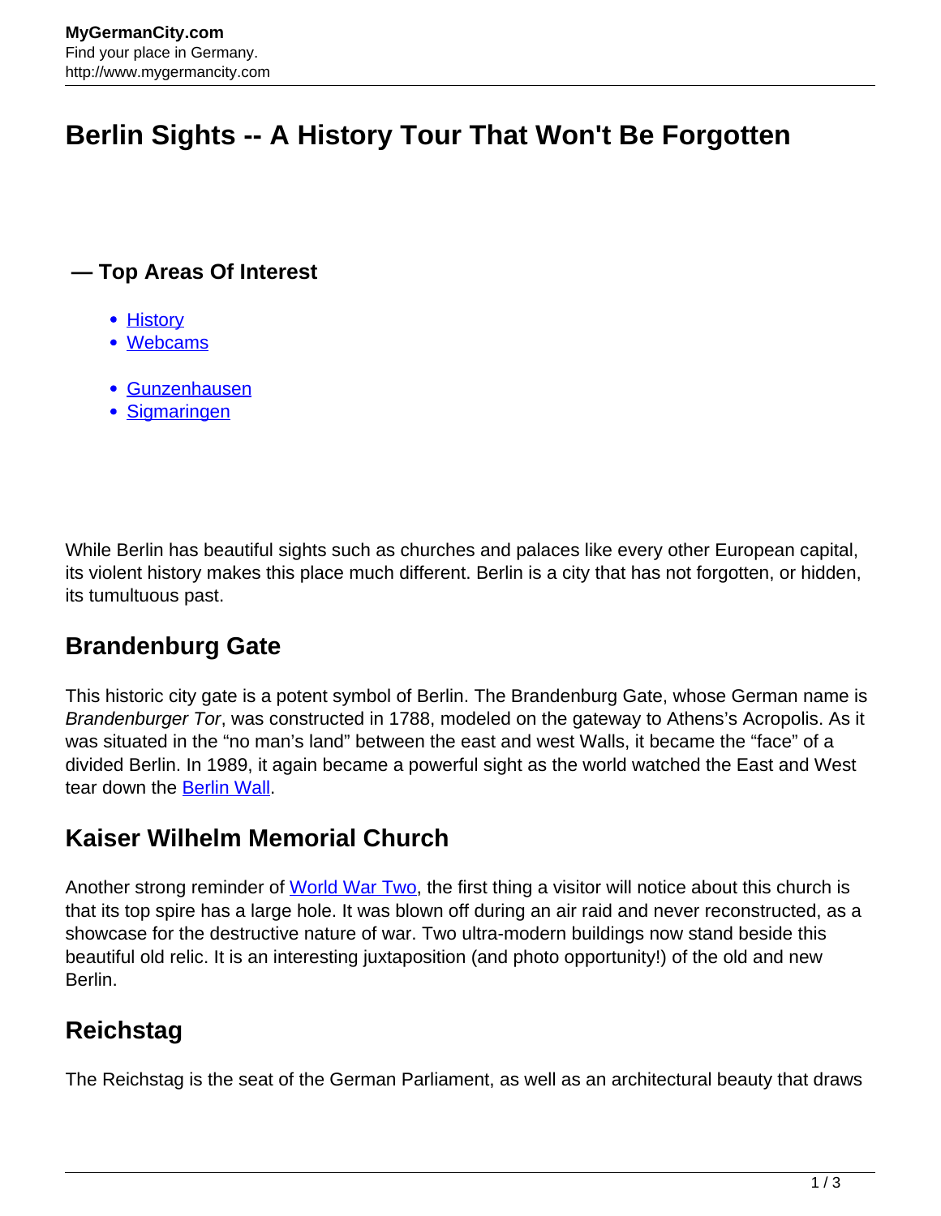# Berlin Sights -- A History Tour That Won't Be Forgotten

**— Top Areas Of Interest**

- History
- Webcams

- Gunzenhausen
- Sigmaringen

While Berlin has beautiful sights such as churches and palaces like every other European capital, its violent history makes this place much different. Berlin is a city that has not forgotten, or hidden, its tumultuous past.

## Brandenburg Gate

This historic city gate is a potent symbol of Berlin. The Brandenburg Gate, whose German name is *Brandenburger Tor*, was constructed in 1788, modeled on the gateway to Athens's Acropolis. As it was situated in the "no man's land" between the east and west Walls, it became the "face" of a divided Berlin. In 1989, it again became a powerful sight as the world watched the East and West tear down the Berlin Wall.

## Kaiser Wilhelm Memorial Church

Another strong reminder of World War Two, the first thing a visitor will notice about this church is that its top spire has a large hole. It was blown off during an air raid and never reconstructed, as a showcase for the destructive nature of war. Two ultra-modern buildings now stand beside this beautiful old relic. It is an interesting juxtaposition (and photo opportunity!) of the old and new Berlin.

## Reichstag

The Reichstag is the seat of the German Parliament, as well as an architectural beauty that draws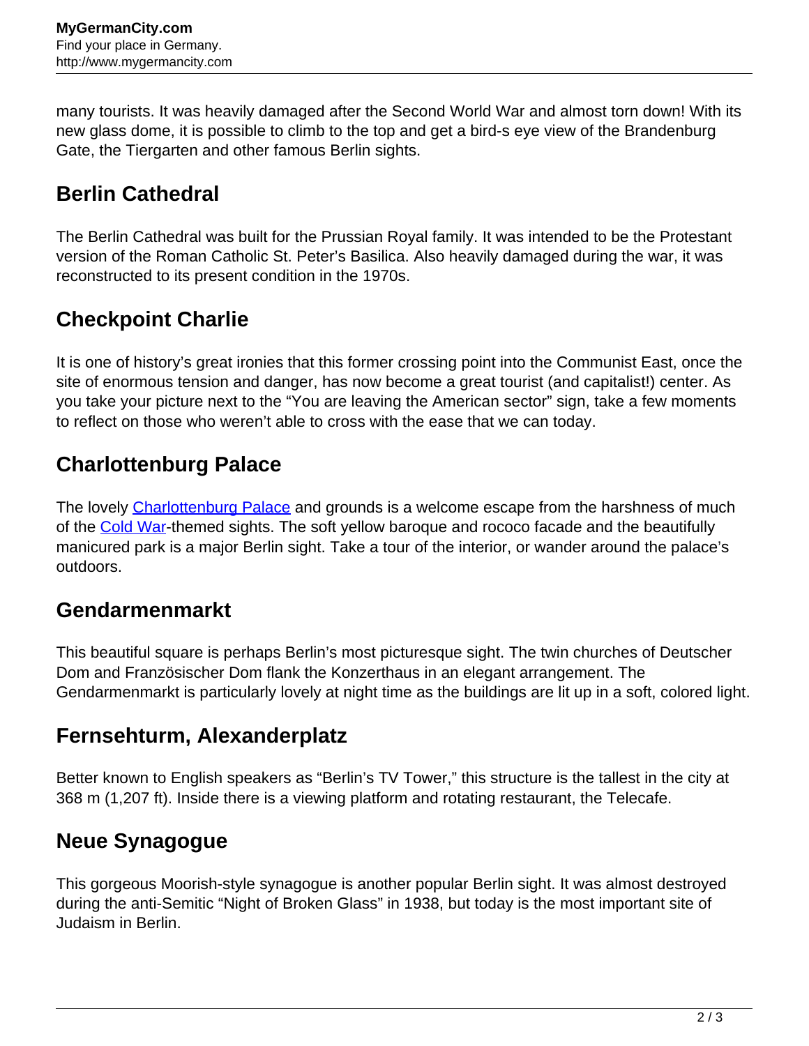many tourists. It was heavily damaged after the Second World War and almost torn down! With its new glass dome, it is possible to climb to the top and get a bird-s eye view of the Brandenburg Gate, the Tiergarten and other famous Berlin sights.

## Berlin Cathedral

The Berlin Cathedral was built for the Prussian Royal family. It was intended to be the Protestant version of the Roman Catholic St. Peter's Basilica. Also heavily damaged during the war, it was reconstructed to its present condition in the 1970s.

## Checkpoint Charlie

It is one of history's great ironies that this former crossing point into the Communist East, once the site of enormous tension and danger, has now become a great tourist (and capitalist!) center. As you take your picture next to the "You are leaving the American sector" sign, take a few moments to reflect on those who weren't able to cross with the ease that we can today.

## Charlottenburg Palace

The lovely Charlottenburg Palace and grounds is a welcome escape from the harshness of much of the Cold War-themed sights. The soft yellow baroque and rococo facade and the beautifully manicured park is a major Berlin sight. Take a tour of the interior, or wander around the palace's outdoors.

## Gendarmenmarkt

This beautiful square is perhaps Berlin's most picturesque sight. The twin churches of Deutscher Dom and Französischer Dom flank the Konzerthaus in an elegant arrangement. The Gendarmenmarkt is particularly lovely at night time as the buildings are lit up in a soft, colored light.

## Fernsehturm, Alexanderplatz

Better known to English speakers as "Berlin's TV Tower," this structure is the tallest in the city at 368 m (1,207 ft). Inside there is a viewing platform and rotating restaurant, the Telecafe.

## Neue Synagogue

This gorgeous Moorish-style synagogue is another popular Berlin sight. It was almost destroyed during the anti-Semitic "Night of Broken Glass" in 1938, but today is the most important site of Judaism in Berlin.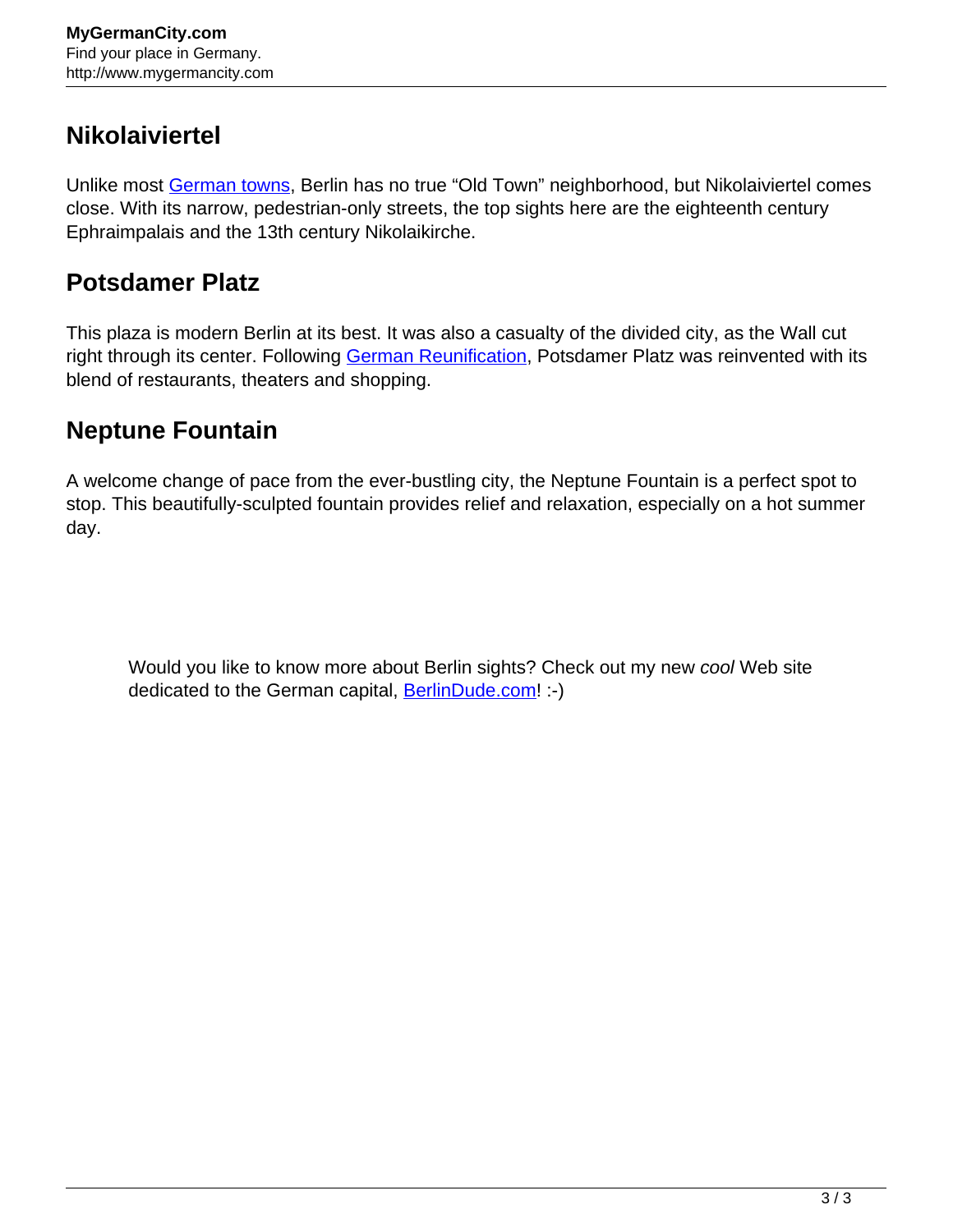## Nikolaiviertel

Unlike most German towns, Berlin has no true “Old Town” neighborhood, but Nikolaiviertel comes close. With its narrow, pedestrian-only streets, the top sights here are the eighteenth century Ephraimpalais and the 13th century Nikolaikirche.

## Potsdamer Platz

This plaza is modern Berlin at its best. It was also a casualty of the divided city, as the Wall cut right through its center. Following German Reunification, Potsdamer Platz was reinvented with its blend of restaurants, theaters and shopping.

## Neptune Fountain

A welcome change of pace from the ever-bustling city, the Neptune Fountain is a perfect spot to stop. This beautifully-sculpted fountain provides relief and relaxation, especially on a hot summer day.

Would you like to know more about Berlin sights? Check out my new *cool* Web site dedicated to the German capital, BerlinDude.com! :-)